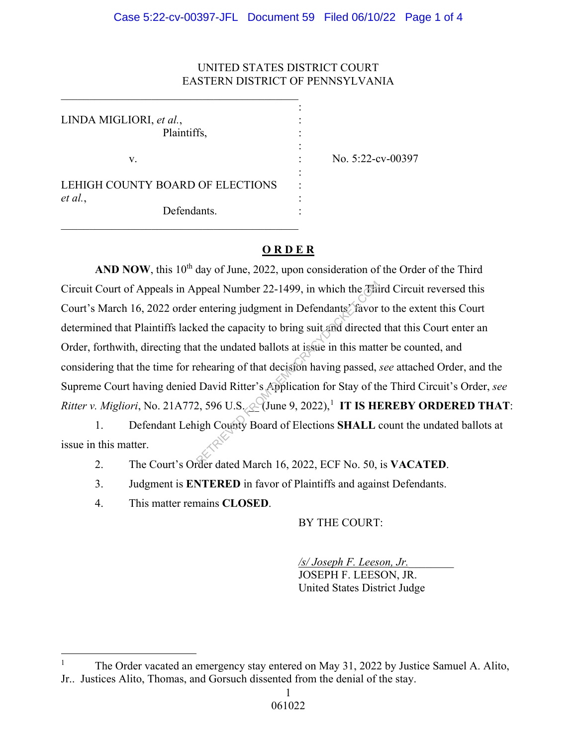UNITED STATES DISTRICT COURT
EASTERN DISTRICT OF PENNSYLVANIA

| | | |
|---|---|---|
| LINDA MIGLIORI, *et al.*, Plaintiffs, | : | |
| v. | : | No. 5:22-cv-00397 |
| LEHIGH COUNTY BOARD OF ELECTIONS *et al.*, Defendants. | : | |

**O R D E R**

**AND NOW**, this 10th day of June, 2022, upon consideration of the Order of the Third Circuit Court of Appeals in Appeal Number 22-1499, in which the Third Circuit reversed this Court's March 16, 2022 order entering judgment in Defendants' favor to the extent this Court determined that Plaintiffs lacked the capacity to bring suit and directed that this Court enter an Order, forthwith, directing that the undated ballots at issue in this matter be counted, and considering that the time for rehearing of that decision having passed, *see* attached Order, and the Supreme Court having denied David Ritter's Application for Stay of the Third Circuit's Order, *see Ritter v. Migliori*, No. 21A772, 596 U.S.__ (June 9, 2022),[1] **IT IS HEREBY ORDERED THAT**:

1. Defendant Lehigh County Board of Elections **SHALL** count the undated ballots at issue in this matter.
2. The Court's Order dated March 16, 2022, ECF No. 50, is **VACATED**.
3. Judgment is **ENTERED** in favor of Plaintiffs and against Defendants.
4. This matter remains **CLOSED**.

BY THE COURT:

*/s/ Joseph F. Leeson, Jr.*
JOSEPH F. LEESON, JR.
United States District Judge

[1] The Order vacated an emergency stay entered on May 31, 2022 by Justice Samuel A. Alito, Jr.. Justices Alito, Thomas, and Gorsuch dissented from the denial of the stay.

061022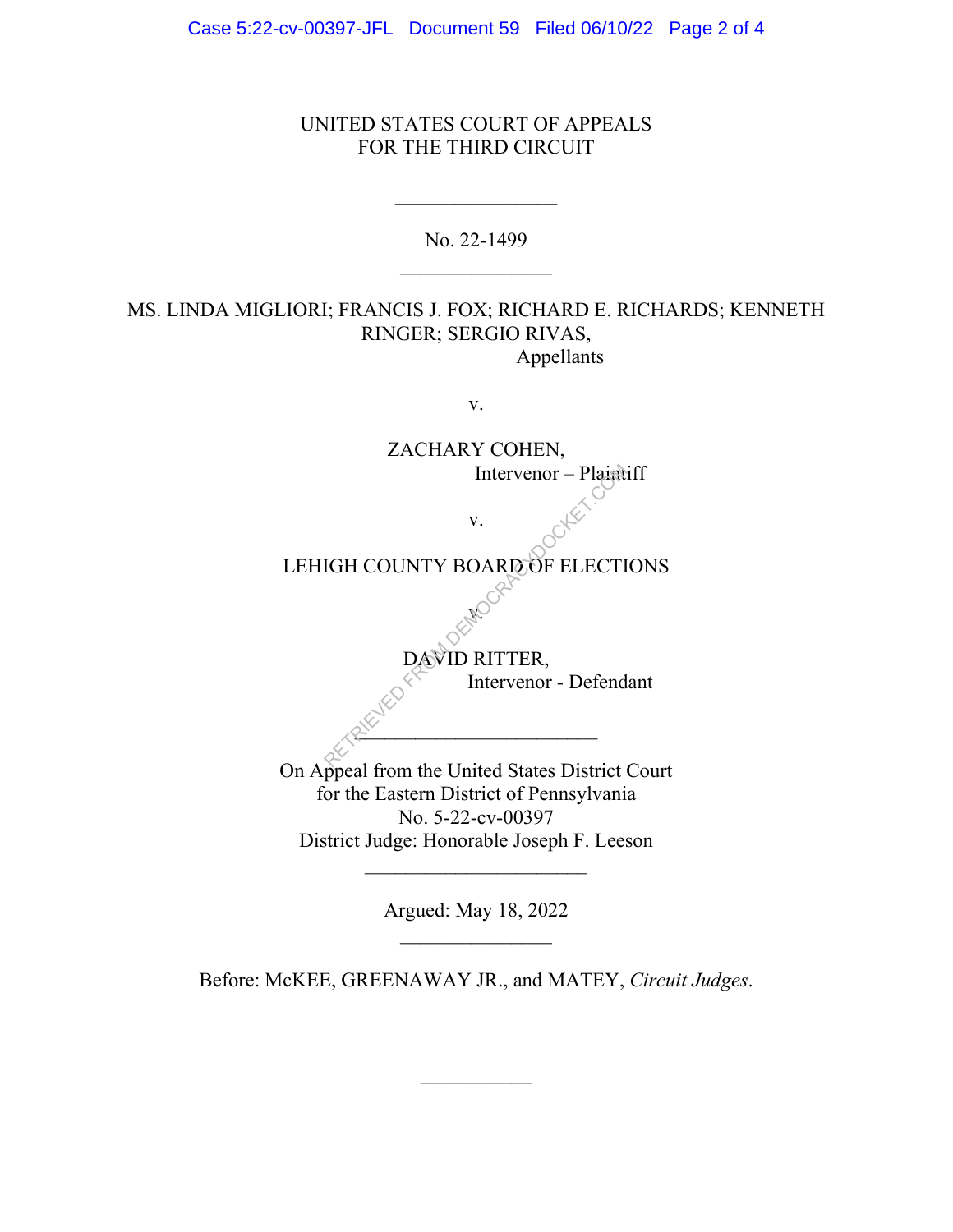UNITED STATES COURT OF APPEALS
FOR THE THIRD CIRCUIT

\_\_\_\_\_\_\_\_\_\_\_\_\_\_\_\_

No. 22-1499

\_\_\_\_\_\_\_\_\_\_\_\_\_\_\_\_

MS. LINDA MIGLIORI; FRANCIS J. FOX; RICHARD E. RICHARDS; KENNETH RINGER; SERGIO RIVAS,
Appellants

v.

ZACHARY COHEN,
Intervenor – Plaintiff

v.

LEHIGH COUNTY BOARD OF ELECTIONS

v.

DAVID RITTER,
Intervenor - Defendant

\_\_\_\_\_\_\_\_\_\_\_\_\_\_\_\_\_\_\_\_\_\_\_\_

On Appeal from the United States District Court
for the Eastern District of Pennsylvania
No. 5-22-cv-00397
District Judge: Honorable Joseph F. Leeson

\_\_\_\_\_\_\_\_\_\_\_\_\_\_\_\_\_\_\_\_\_\_\_\_

Argued: May 18, 2022

\_\_\_\_\_\_\_\_\_\_\_\_\_\_\_\_

Before: McKEE, GREENAWAY JR., and MATEY, *Circuit Judges*.

\_\_\_\_\_\_\_\_\_\_\_\_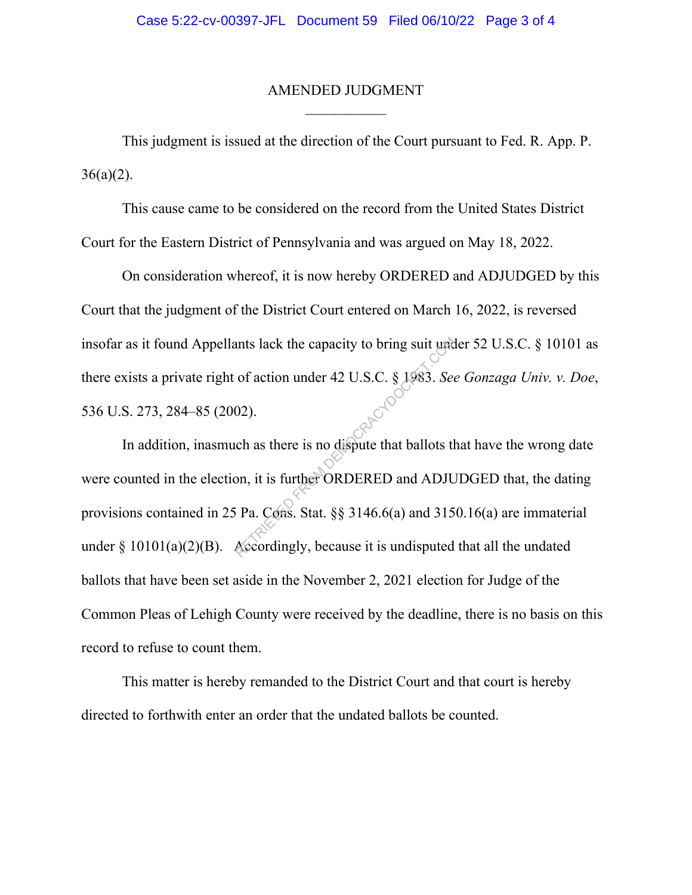# AMENDED JUDGMENT

---

This judgment is issued at the direction of the Court pursuant to Fed. R. App. P. 36(a)(2).

This cause came to be considered on the record from the United States District Court for the Eastern District of Pennsylvania and was argued on May 18, 2022.

On consideration whereof, it is now hereby ORDERED and ADJUDGED by this Court that the judgment of the District Court entered on March 16, 2022, is reversed insofar as it found Appellants lack the capacity to bring suit under 52 U.S.C. § 10101 as there exists a private right of action under 42 U.S.C. § 1983. *See Gonzaga Univ. v. Doe*, 536 U.S. 273, 284–85 (2002).

In addition, inasmuch as there is no dispute that ballots that have the wrong date were counted in the election, it is further ORDERED and ADJUDGED that, the dating provisions contained in 25 Pa. Cons. Stat. §§ 3146.6(a) and 3150.16(a) are immaterial under § 10101(a)(2)(B). Accordingly, because it is undisputed that all the undated ballots that have been set aside in the November 2, 2021 election for Judge of the Common Pleas of Lehigh County were received by the deadline, there is no basis on this record to refuse to count them.

This matter is hereby remanded to the District Court and that court is hereby directed to forthwith enter an order that the undated ballots be counted.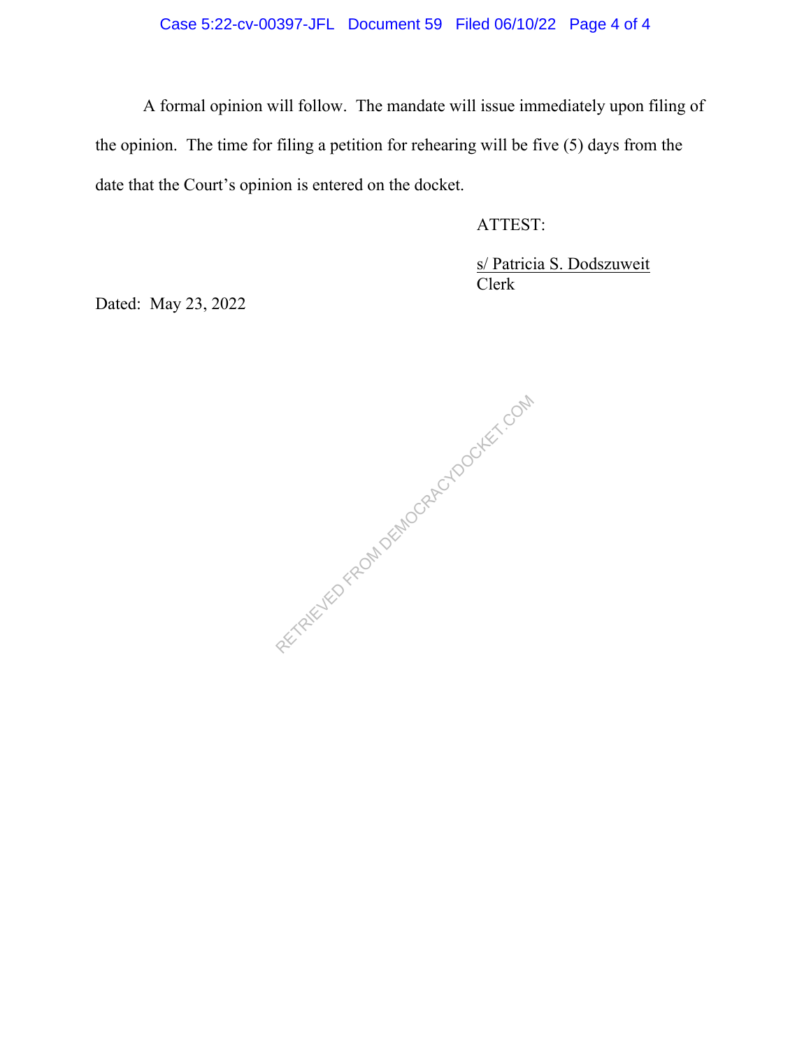A formal opinion will follow. The mandate will issue immediately upon filing of the opinion. The time for filing a petition for rehearing will be five (5) days from the date that the Court's opinion is entered on the docket.

ATTEST:

s/ Patricia S. Dodszuweit
Clerk

Dated: May 23, 2022